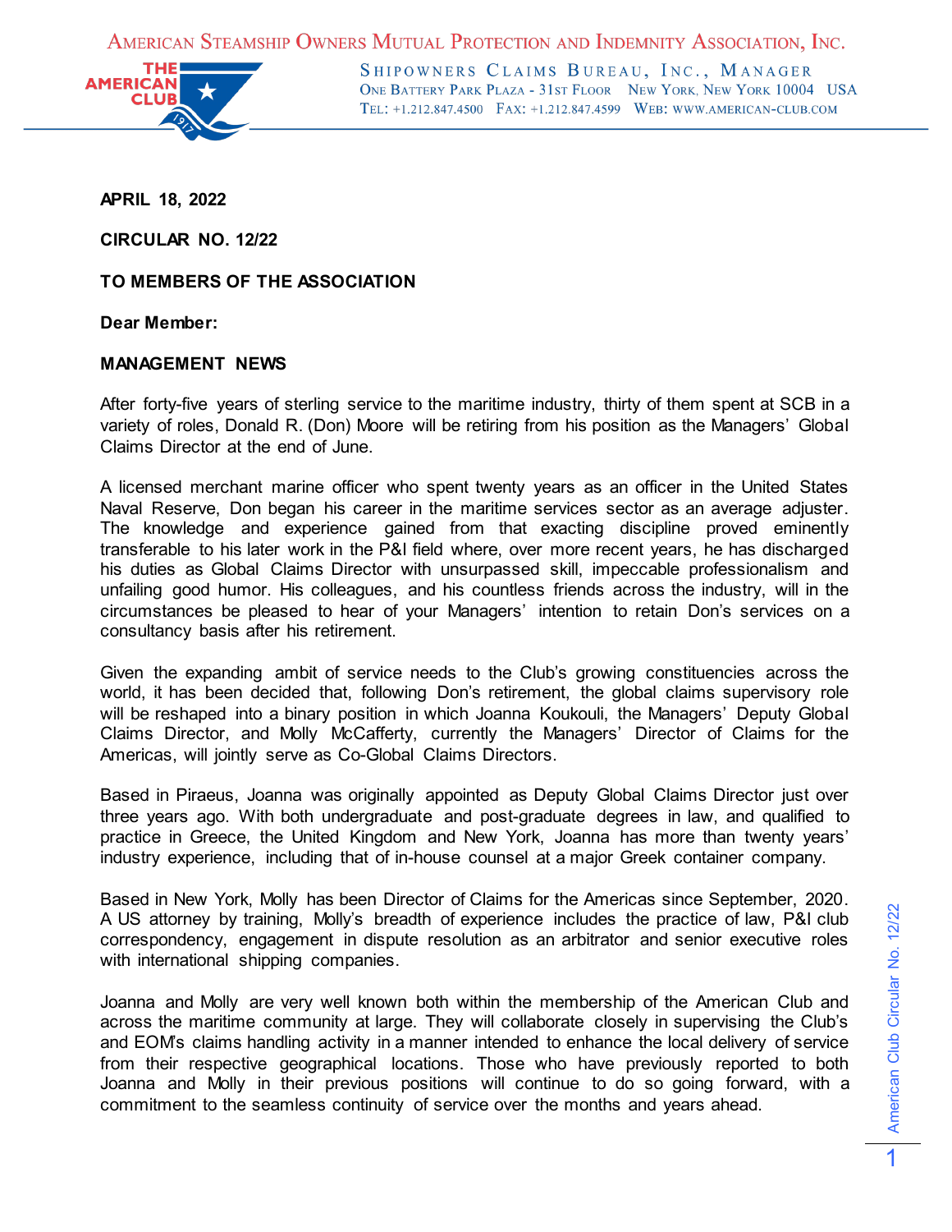AMERICAN STEAMSHIP OWNERS MUTUAL PROTECTION AND INDEMNITY ASSOCIATION, INC.

SHIPOWNERS CLAIMS BUREAU, INC., MANAGER
ONE BATTERY PARK PLAZA - 31ST FLOOR NEW YORK, NEW YORK 10004 USA
TEL: +1.212.847.4500 FAX: +1.212.847.4599 WEB: WWW.AMERICAN-CLUB.COM

**APRIL 18, 2022**

**CIRCULAR NO. 12/22**

**TO MEMBERS OF THE ASSOCIATION**

**Dear Member:**

**MANAGEMENT NEWS**

After forty-five years of sterling service to the maritime industry, thirty of them spent at SCB in a variety of roles, Donald R. (Don) Moore will be retiring from his position as the Managers' Global Claims Director at the end of June.

A licensed merchant marine officer who spent twenty years as an officer in the United States Naval Reserve, Don began his career in the maritime services sector as an average adjuster. The knowledge and experience gained from that exacting discipline proved eminently transferable to his later work in the P&I field where, over more recent years, he has discharged his duties as Global Claims Director with unsurpassed skill, impeccable professionalism and unfailing good humor. His colleagues, and his countless friends across the industry, will in the circumstances be pleased to hear of your Managers' intention to retain Don's services on a consultancy basis after his retirement.

Given the expanding ambit of service needs to the Club's growing constituencies across the world, it has been decided that, following Don's retirement, the global claims supervisory role will be reshaped into a binary position in which Joanna Koukouli, the Managers' Deputy Global Claims Director, and Molly McCafferty, currently the Managers' Director of Claims for the Americas, will jointly serve as Co-Global Claims Directors.

Based in Piraeus, Joanna was originally appointed as Deputy Global Claims Director just over three years ago. With both undergraduate and post-graduate degrees in law, and qualified to practice in Greece, the United Kingdom and New York, Joanna has more than twenty years' industry experience, including that of in-house counsel at a major Greek container company.

Based in New York, Molly has been Director of Claims for the Americas since September, 2020. A US attorney by training, Molly's breadth of experience includes the practice of law, P&I club correspondency, engagement in dispute resolution as an arbitrator and senior executive roles with international shipping companies.

Joanna and Molly are very well known both within the membership of the American Club and across the maritime community at large. They will collaborate closely in supervising the Club's and EOM's claims handling activity in a manner intended to enhance the local delivery of service from their respective geographical locations. Those who have previously reported to both Joanna and Molly in their previous positions will continue to do so going forward, with a commitment to the seamless continuity of service over the months and years ahead.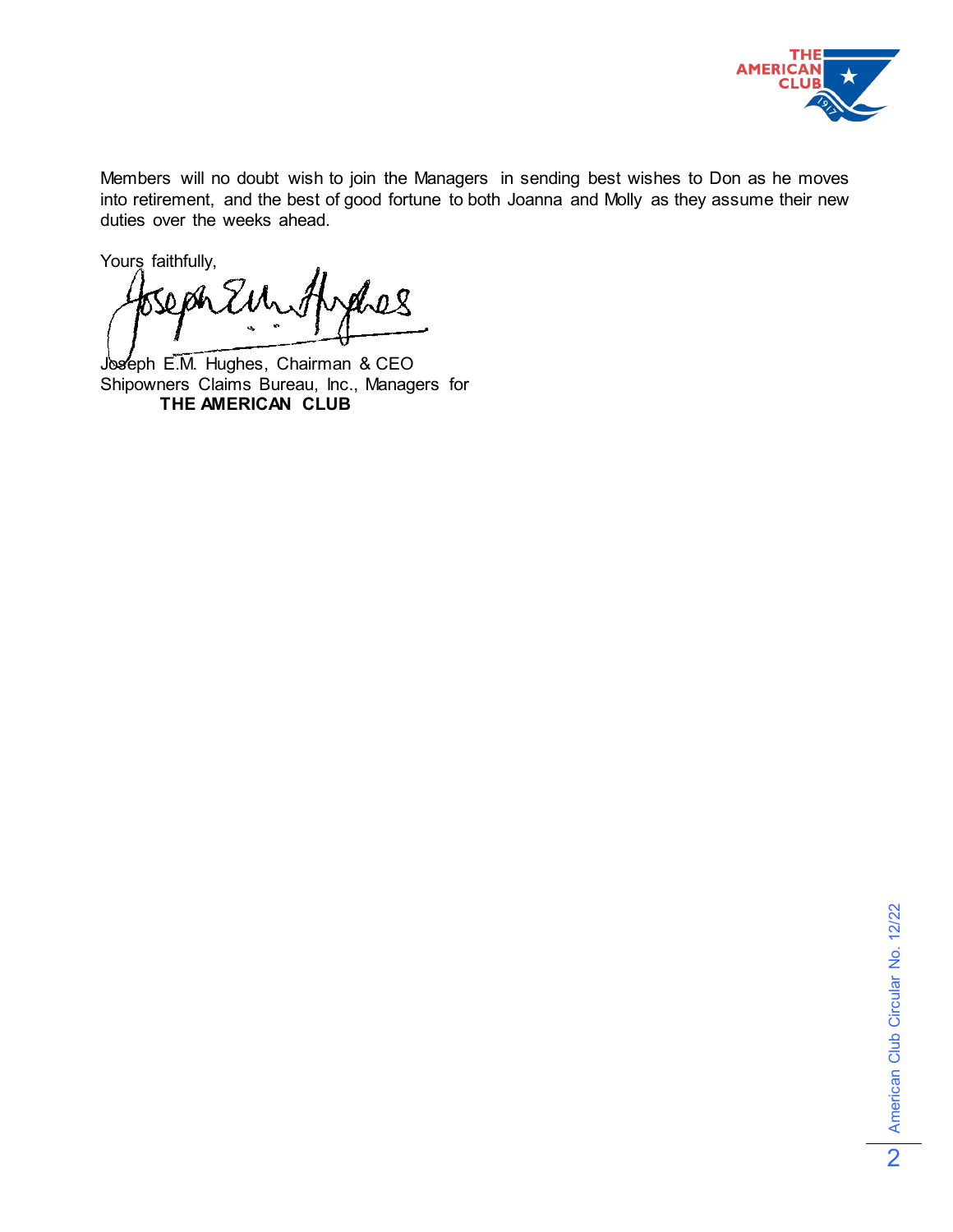Members will no doubt wish to join the Managers in sending best wishes to Don as he moves into retirement, and the best of good fortune to both Joanna and Molly as they assume their new duties over the weeks ahead.

Yours faithfully,

Joseph E.M. Hughes, Chairman & CEO
Shipowners Claims Bureau, Inc., Managers for
**THE AMERICAN CLUB**